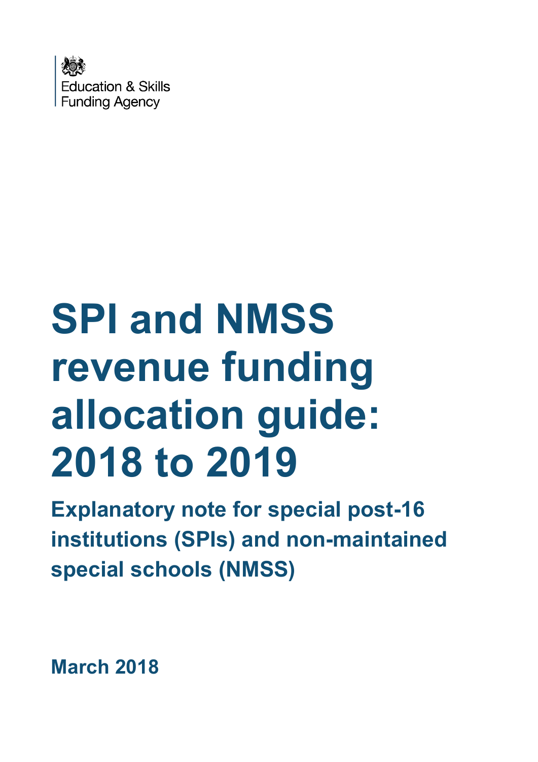Education & Skills Funding Agency

# SPI and NMSS revenue funding allocation guide: 2018 to 2019

## Explanatory note for special post-16 institutions (SPIs) and non-maintained special schools (NMSS)

**March 2018**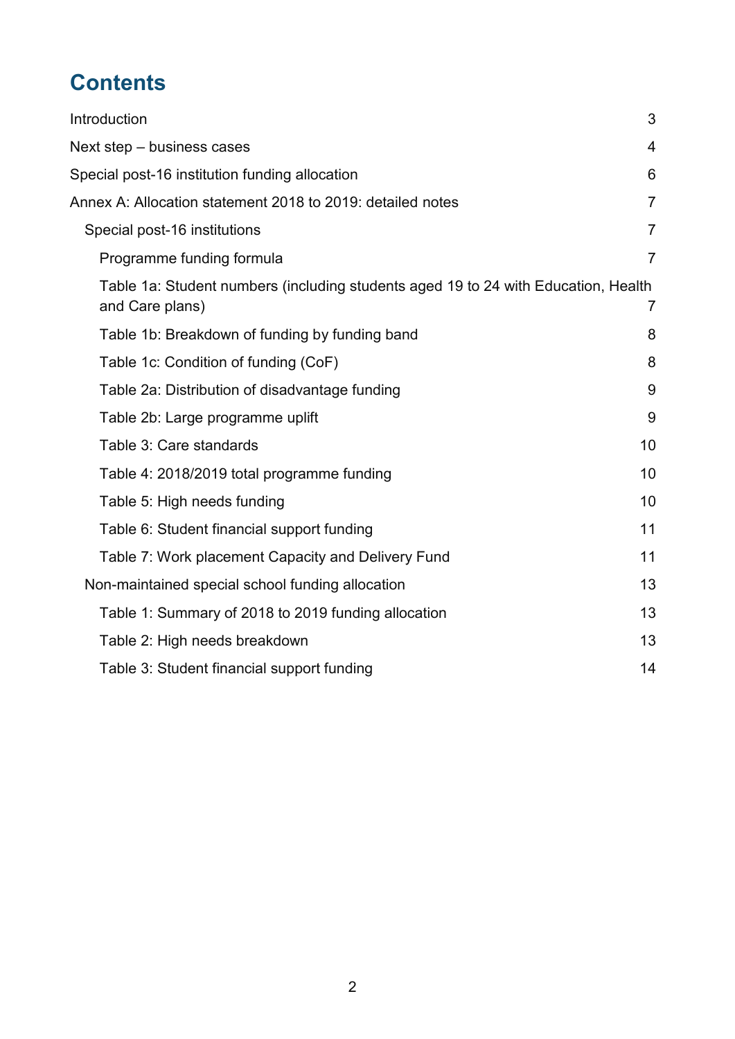# Contents

Introduction 3

Next step – business cases 4

Special post-16 institution funding allocation 6

Annex A: Allocation statement 2018 to 2019: detailed notes 7

- Special post-16 institutions 7
  - Programme funding formula 7
  - Table 1a: Student numbers (including students aged 19 to 24 with Education, Health and Care plans) 7
  - Table 1b: Breakdown of funding by funding band 8
  - Table 1c: Condition of funding (CoF) 8
  - Table 2a: Distribution of disadvantage funding 9
  - Table 2b: Large programme uplift 9
  - Table 3: Care standards 10
  - Table 4: 2018/2019 total programme funding 10
  - Table 5: High needs funding 10
  - Table 6: Student financial support funding 11
  - Table 7: Work placement Capacity and Delivery Fund 11
- Non-maintained special school funding allocation 13
  - Table 1: Summary of 2018 to 2019 funding allocation 13
  - Table 2: High needs breakdown 13
  - Table 3: Student financial support funding 14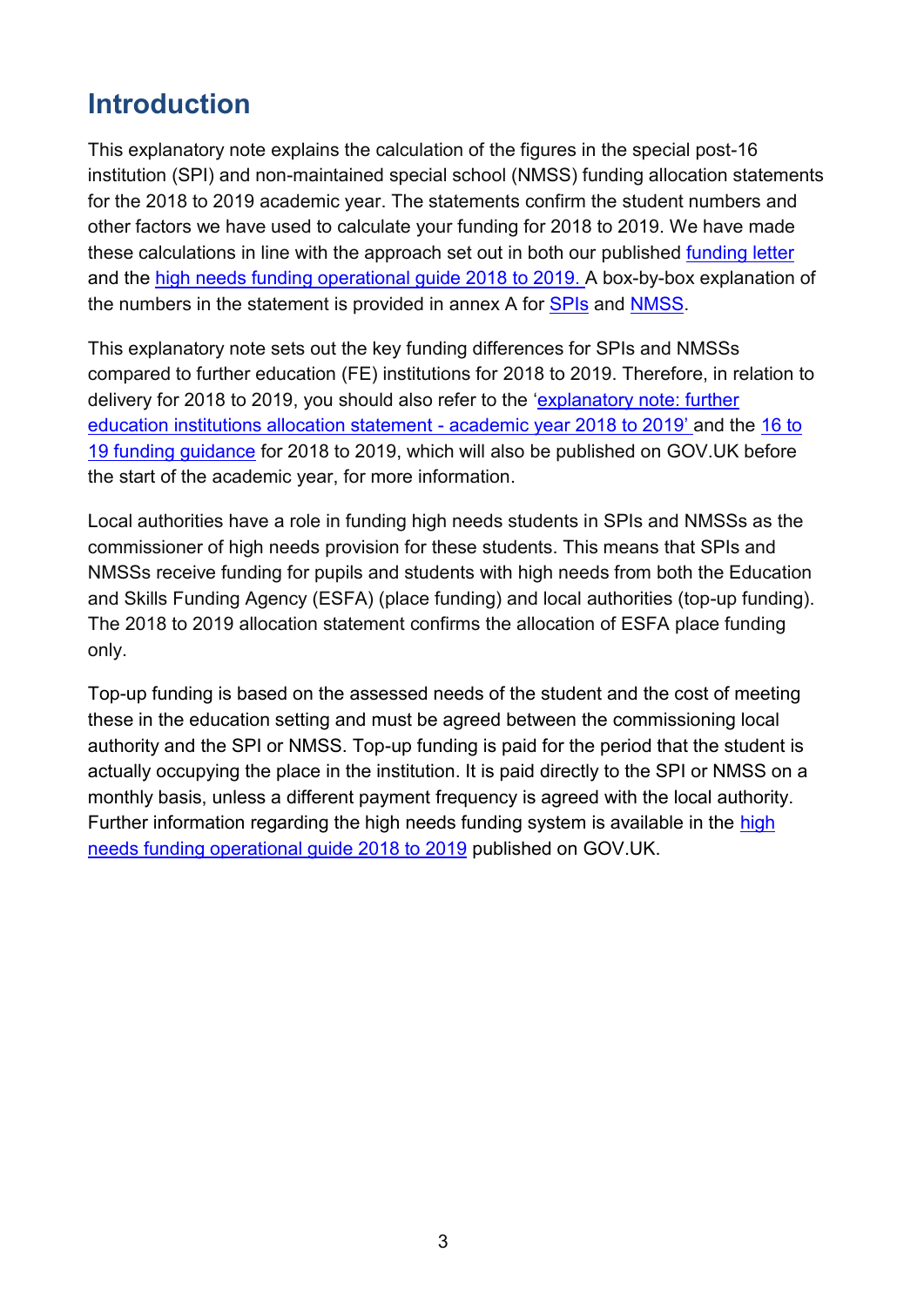# Introduction

This explanatory note explains the calculation of the figures in the special post-16 institution (SPI) and non-maintained special school (NMSS) funding allocation statements for the 2018 to 2019 academic year. The statements confirm the student numbers and other factors we have used to calculate your funding for 2018 to 2019. We have made these calculations in line with the approach set out in both our published funding letter and the high needs funding operational guide 2018 to 2019. A box-by-box explanation of the numbers in the statement is provided in annex A for SPIs and NMSS.

This explanatory note sets out the key funding differences for SPIs and NMSSs compared to further education (FE) institutions for 2018 to 2019. Therefore, in relation to delivery for 2018 to 2019, you should also refer to the 'explanatory note: further education institutions allocation statement - academic year 2018 to 2019' and the 16 to 19 funding guidance for 2018 to 2019, which will also be published on GOV.UK before the start of the academic year, for more information.

Local authorities have a role in funding high needs students in SPIs and NMSSs as the commissioner of high needs provision for these students. This means that SPIs and NMSSs receive funding for pupils and students with high needs from both the Education and Skills Funding Agency (ESFA) (place funding) and local authorities (top-up funding). The 2018 to 2019 allocation statement confirms the allocation of ESFA place funding only.

Top-up funding is based on the assessed needs of the student and the cost of meeting these in the education setting and must be agreed between the commissioning local authority and the SPI or NMSS. Top-up funding is paid for the period that the student is actually occupying the place in the institution. It is paid directly to the SPI or NMSS on a monthly basis, unless a different payment frequency is agreed with the local authority. Further information regarding the high needs funding system is available in the high needs funding operational guide 2018 to 2019 published on GOV.UK.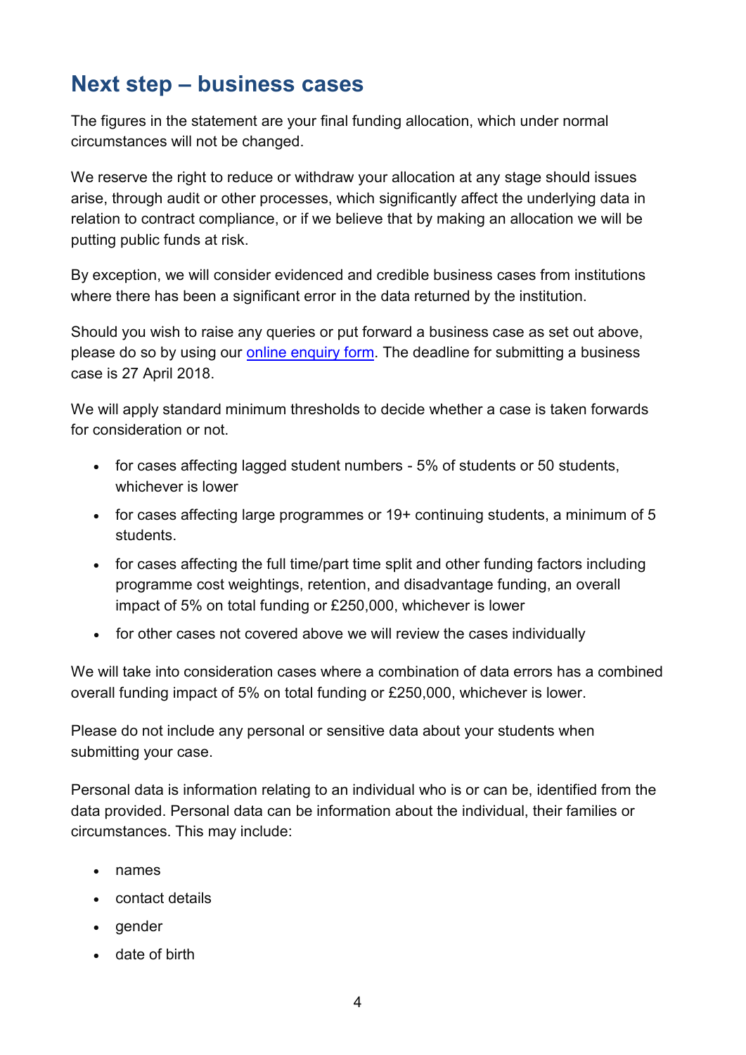## Next step – business cases

The figures in the statement are your final funding allocation, which under normal circumstances will not be changed.

We reserve the right to reduce or withdraw your allocation at any stage should issues arise, through audit or other processes, which significantly affect the underlying data in relation to contract compliance, or if we believe that by making an allocation we will be putting public funds at risk.

By exception, we will consider evidenced and credible business cases from institutions where there has been a significant error in the data returned by the institution.

Should you wish to raise any queries or put forward a business case as set out above, please do so by using our online enquiry form. The deadline for submitting a business case is 27 April 2018.

We will apply standard minimum thresholds to decide whether a case is taken forwards for consideration or not.

- for cases affecting lagged student numbers - 5% of students or 50 students, whichever is lower
- for cases affecting large programmes or 19+ continuing students, a minimum of 5 students.
- for cases affecting the full time/part time split and other funding factors including programme cost weightings, retention, and disadvantage funding, an overall impact of 5% on total funding or £250,000, whichever is lower
- for other cases not covered above we will review the cases individually

We will take into consideration cases where a combination of data errors has a combined overall funding impact of 5% on total funding or £250,000, whichever is lower.

Please do not include any personal or sensitive data about your students when submitting your case.

Personal data is information relating to an individual who is or can be, identified from the data provided. Personal data can be information about the individual, their families or circumstances. This may include:

- names
- contact details
- gender
- date of birth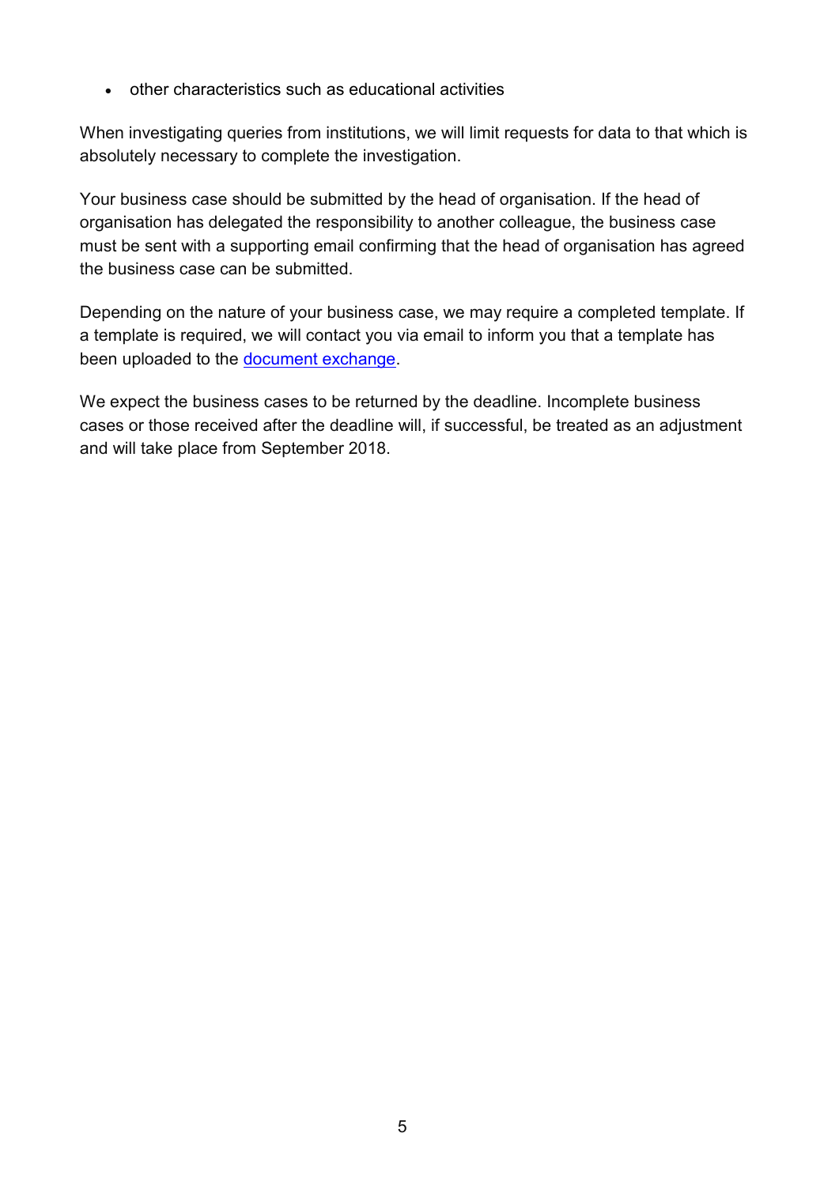- other characteristics such as educational activities

When investigating queries from institutions, we will limit requests for data to that which is absolutely necessary to complete the investigation.

Your business case should be submitted by the head of organisation. If the head of organisation has delegated the responsibility to another colleague, the business case must be sent with a supporting email confirming that the head of organisation has agreed the business case can be submitted.

Depending on the nature of your business case, we may require a completed template. If a template is required, we will contact you via email to inform you that a template has been uploaded to the document exchange.

We expect the business cases to be returned by the deadline. Incomplete business cases or those received after the deadline will, if successful, be treated as an adjustment and will take place from September 2018.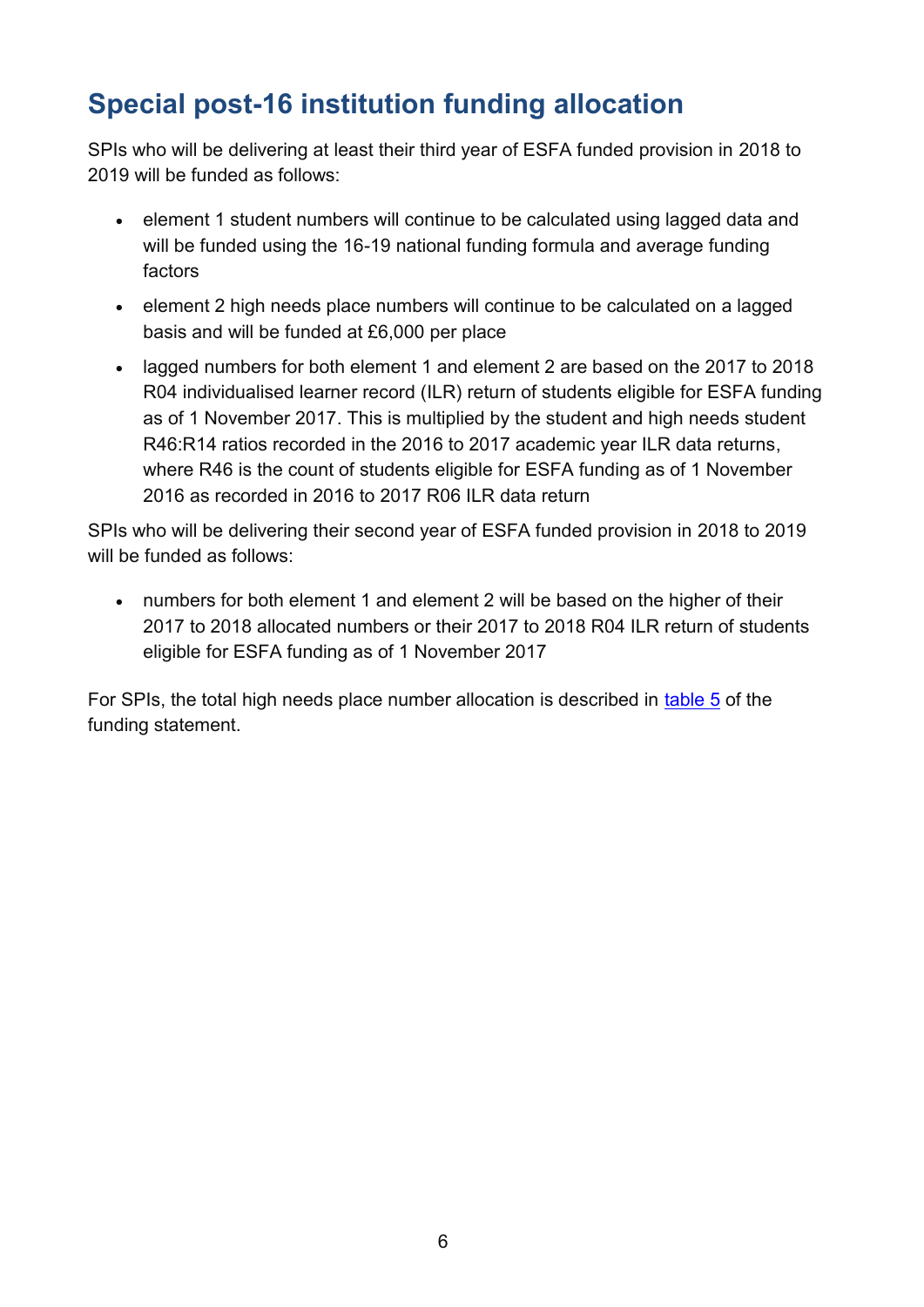## Special post-16 institution funding allocation

SPIs who will be delivering at least their third year of ESFA funded provision in 2018 to 2019 will be funded as follows:

- element 1 student numbers will continue to be calculated using lagged data and will be funded using the 16-19 national funding formula and average funding factors
- element 2 high needs place numbers will continue to be calculated on a lagged basis and will be funded at £6,000 per place
- lagged numbers for both element 1 and element 2 are based on the 2017 to 2018 R04 individualised learner record (ILR) return of students eligible for ESFA funding as of 1 November 2017. This is multiplied by the student and high needs student R46:R14 ratios recorded in the 2016 to 2017 academic year ILR data returns, where R46 is the count of students eligible for ESFA funding as of 1 November 2016 as recorded in 2016 to 2017 R06 ILR data return

SPIs who will be delivering their second year of ESFA funded provision in 2018 to 2019 will be funded as follows:

- numbers for both element 1 and element 2 will be based on the higher of their 2017 to 2018 allocated numbers or their 2017 to 2018 R04 ILR return of students eligible for ESFA funding as of 1 November 2017

For SPIs, the total high needs place number allocation is described in table 5 of the funding statement.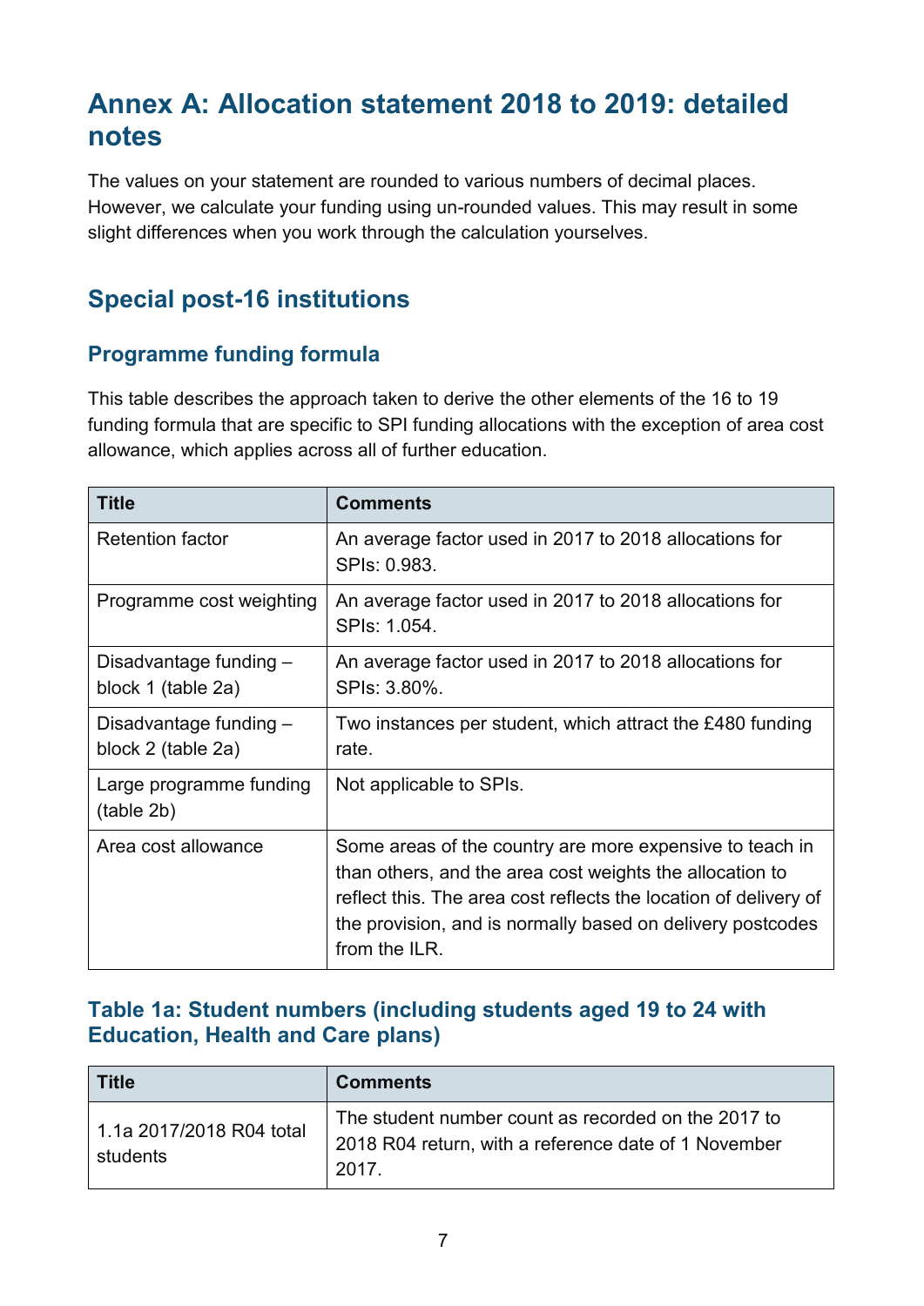# Annex A: Allocation statement 2018 to 2019: detailed notes

The values on your statement are rounded to various numbers of decimal places. However, we calculate your funding using un-rounded values. This may result in some slight differences when you work through the calculation yourselves.

## Special post-16 institutions

### Programme funding formula

This table describes the approach taken to derive the other elements of the 16 to 19 funding formula that are specific to SPI funding allocations with the exception of area cost allowance, which applies across all of further education.

| Title | Comments |
| --- | --- |
| Retention factor | An average factor used in 2017 to 2018 allocations for SPIs: 0.983. |
| Programme cost weighting | An average factor used in 2017 to 2018 allocations for SPIs: 1.054. |
| Disadvantage funding – block 1 (table 2a) | An average factor used in 2017 to 2018 allocations for SPIs: 3.80%. |
| Disadvantage funding – block 2 (table 2a) | Two instances per student, which attract the £480 funding rate. |
| Large programme funding (table 2b) | Not applicable to SPIs. |
| Area cost allowance | Some areas of the country are more expensive to teach in than others, and the area cost weights the allocation to reflect this. The area cost reflects the location of delivery of the provision, and is normally based on delivery postcodes from the ILR. |

### Table 1a: Student numbers (including students aged 19 to 24 with Education, Health and Care plans)

| Title | Comments |
| --- | --- |
| 1.1a 2017/2018 R04 total students | The student number count as recorded on the 2017 to 2018 R04 return, with a reference date of 1 November 2017. |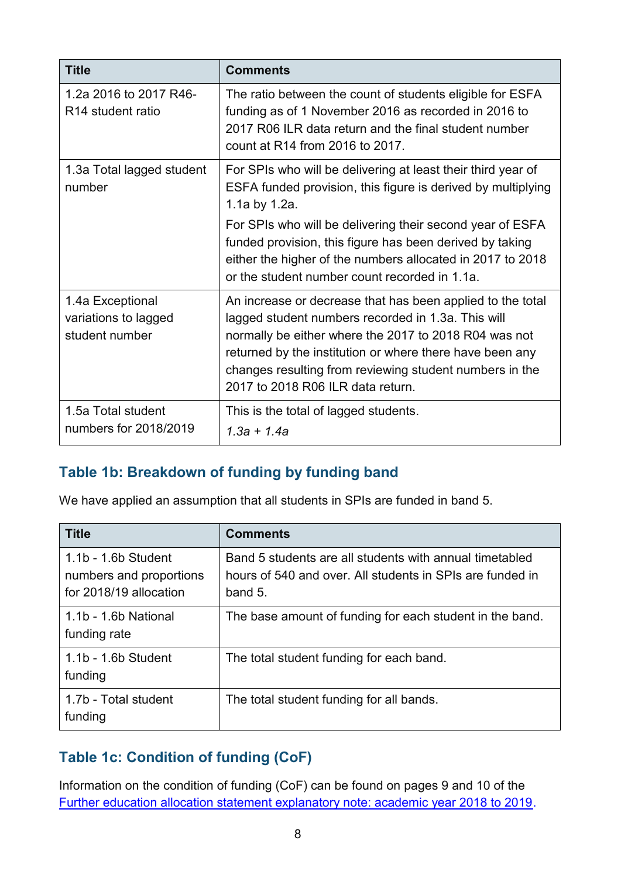| Title | Comments |
|---|---|
| 1.2a 2016 to 2017 R46-R14 student ratio | The ratio between the count of students eligible for ESFA funding as of 1 November 2016 as recorded in 2016 to 2017 R06 ILR data return and the final student number count at R14 from 2016 to 2017. |
| 1.3a Total lagged student number | For SPIs who will be delivering at least their third year of ESFA funded provision, this figure is derived by multiplying 1.1a by 1.2a.<br><br>For SPIs who will be delivering their second year of ESFA funded provision, this figure has been derived by taking either the higher of the numbers allocated in 2017 to 2018 or the student number count recorded in 1.1a. |
| 1.4a Exceptional variations to lagged student number | An increase or decrease that has been applied to the total lagged student numbers recorded in 1.3a. This will normally be either where the 2017 to 2018 R04 was not returned by the institution or where there have been any changes resulting from reviewing student numbers in the 2017 to 2018 R06 ILR data return. |
| 1.5a Total student numbers for 2018/2019 | This is the total of lagged students.<br><br>*1.3a + 1.4a* |

## Table 1b: Breakdown of funding by funding band

We have applied an assumption that all students in SPIs are funded in band 5.

| Title | Comments |
|---|---|
| 1.1b - 1.6b Student numbers and proportions for 2018/19 allocation | Band 5 students are all students with annual timetabled hours of 540 and over. All students in SPIs are funded in band 5. |
| 1.1b - 1.6b National funding rate | The base amount of funding for each student in the band. |
| 1.1b - 1.6b Student funding | The total student funding for each band. |
| 1.7b - Total student funding | The total student funding for all bands. |

## Table 1c: Condition of funding (CoF)

Information on the condition of funding (CoF) can be found on pages 9 and 10 of the [Further education allocation statement explanatory note: academic year 2018 to 2019](Further education allocation statement explanatory note: academic year 2018 to 2019).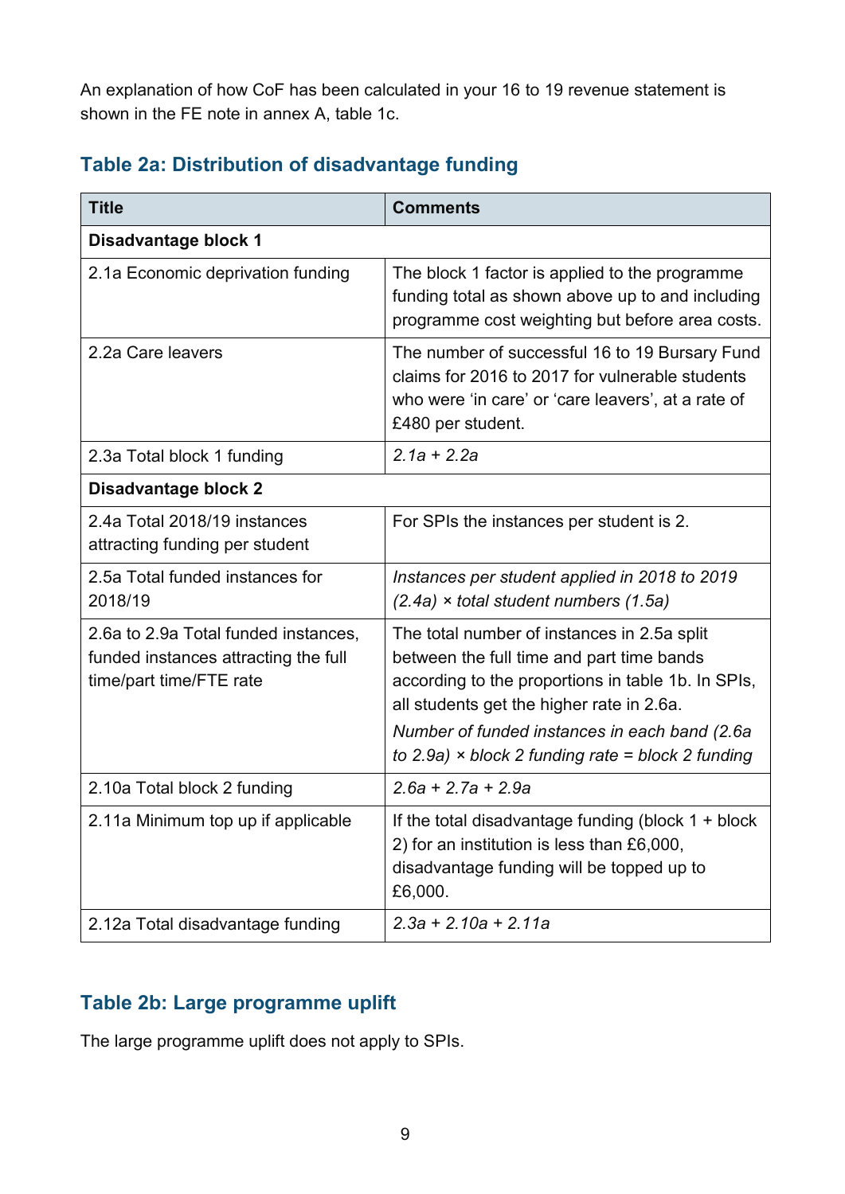An explanation of how CoF has been calculated in your 16 to 19 revenue statement is shown in the FE note in annex A, table 1c.

## Table 2a: Distribution of disadvantage funding

| Title | Comments |
|---|---|
| **Disadvantage block 1** | |
| 2.1a Economic deprivation funding | The block 1 factor is applied to the programme funding total as shown above up to and including programme cost weighting but before area costs. |
| 2.2a Care leavers | The number of successful 16 to 19 Bursary Fund claims for 2016 to 2017 for vulnerable students who were 'in care' or 'care leavers', at a rate of £480 per student. |
| 2.3a Total block 1 funding | *2.1a + 2.2a* |
| **Disadvantage block 2** | |
| 2.4a Total 2018/19 instances attracting funding per student | For SPIs the instances per student is 2. |
| 2.5a Total funded instances for 2018/19 | *Instances per student applied in 2018 to 2019 (2.4a) × total student numbers (1.5a)* |
| 2.6a to 2.9a Total funded instances, funded instances attracting the full time/part time/FTE rate | The total number of instances in 2.5a split between the full time and part time bands according to the proportions in table 1b. In SPIs, all students get the higher rate in 2.6a. *Number of funded instances in each band (2.6a to 2.9a) × block 2 funding rate = block 2 funding* |
| 2.10a Total block 2 funding | *2.6a + 2.7a + 2.9a* |
| 2.11a Minimum top up if applicable | If the total disadvantage funding (block 1 + block 2) for an institution is less than £6,000, disadvantage funding will be topped up to £6,000. |
| 2.12a Total disadvantage funding | *2.3a + 2.10a + 2.11a* |

## Table 2b: Large programme uplift

The large programme uplift does not apply to SPIs.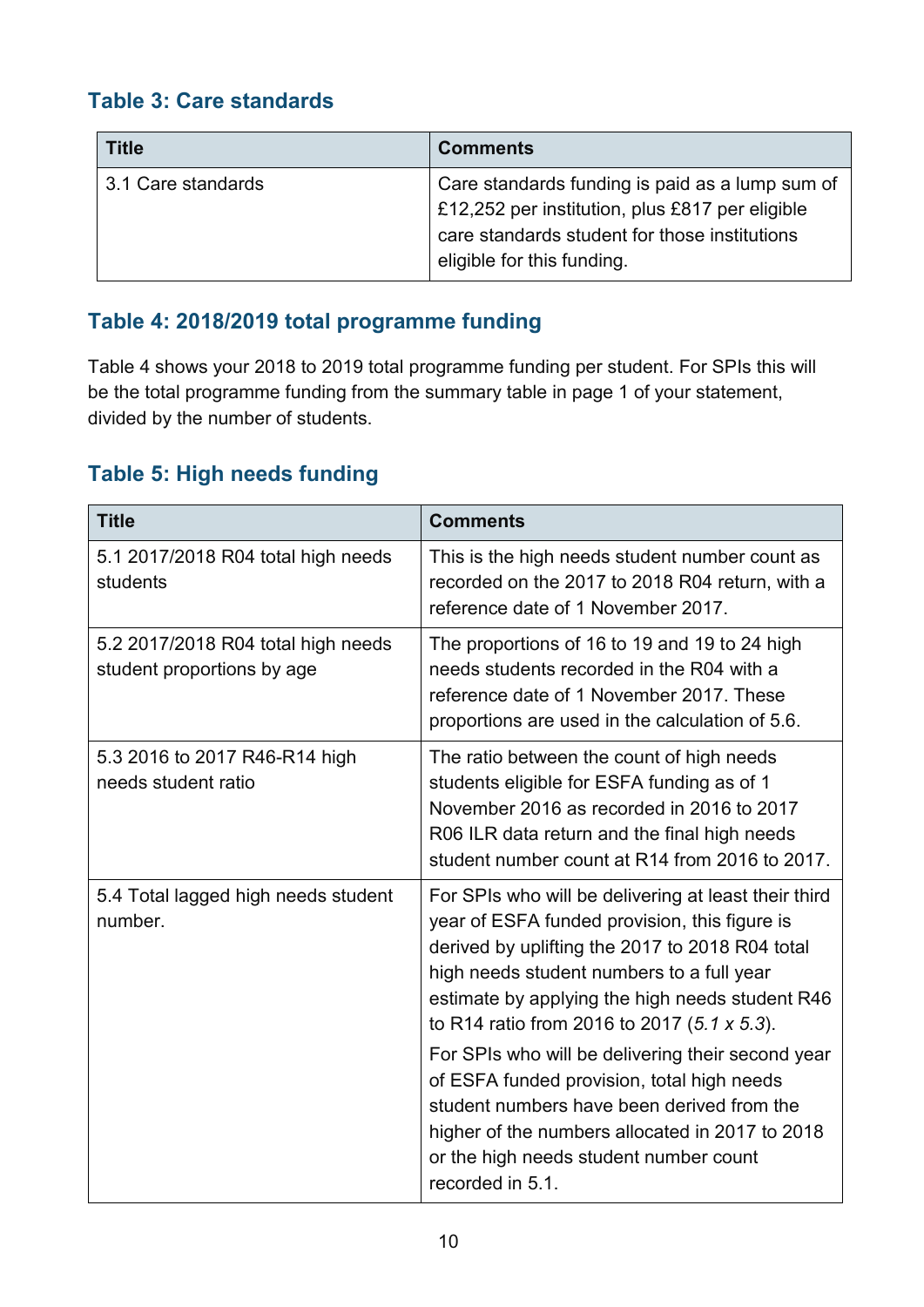### Table 3: Care standards

| Title | Comments |
|---|---|
| 3.1 Care standards | Care standards funding is paid as a lump sum of £12,252 per institution, plus £817 per eligible care standards student for those institutions eligible for this funding. |

### Table 4: 2018/2019 total programme funding

Table 4 shows your 2018 to 2019 total programme funding per student. For SPIs this will be the total programme funding from the summary table in page 1 of your statement, divided by the number of students.

### Table 5: High needs funding

| Title | Comments |
|---|---|
| 5.1 2017/2018 R04 total high needs students | This is the high needs student number count as recorded on the 2017 to 2018 R04 return, with a reference date of 1 November 2017. |
| 5.2 2017/2018 R04 total high needs student proportions by age | The proportions of 16 to 19 and 19 to 24 high needs students recorded in the R04 with a reference date of 1 November 2017. These proportions are used in the calculation of 5.6. |
| 5.3 2016 to 2017 R46-R14 high needs student ratio | The ratio between the count of high needs students eligible for ESFA funding as of 1 November 2016 as recorded in 2016 to 2017 R06 ILR data return and the final high needs student number count at R14 from 2016 to 2017. |
| 5.4 Total lagged high needs student number. | For SPIs who will be delivering at least their third year of ESFA funded provision, this figure is derived by uplifting the 2017 to 2018 R04 total high needs student numbers to a full year estimate by applying the high needs student R46 to R14 ratio from 2016 to 2017 (*5.1 x 5.3*). For SPIs who will be delivering their second year of ESFA funded provision, total high needs student numbers have been derived from the higher of the numbers allocated in 2017 to 2018 or the high needs student number count recorded in 5.1. |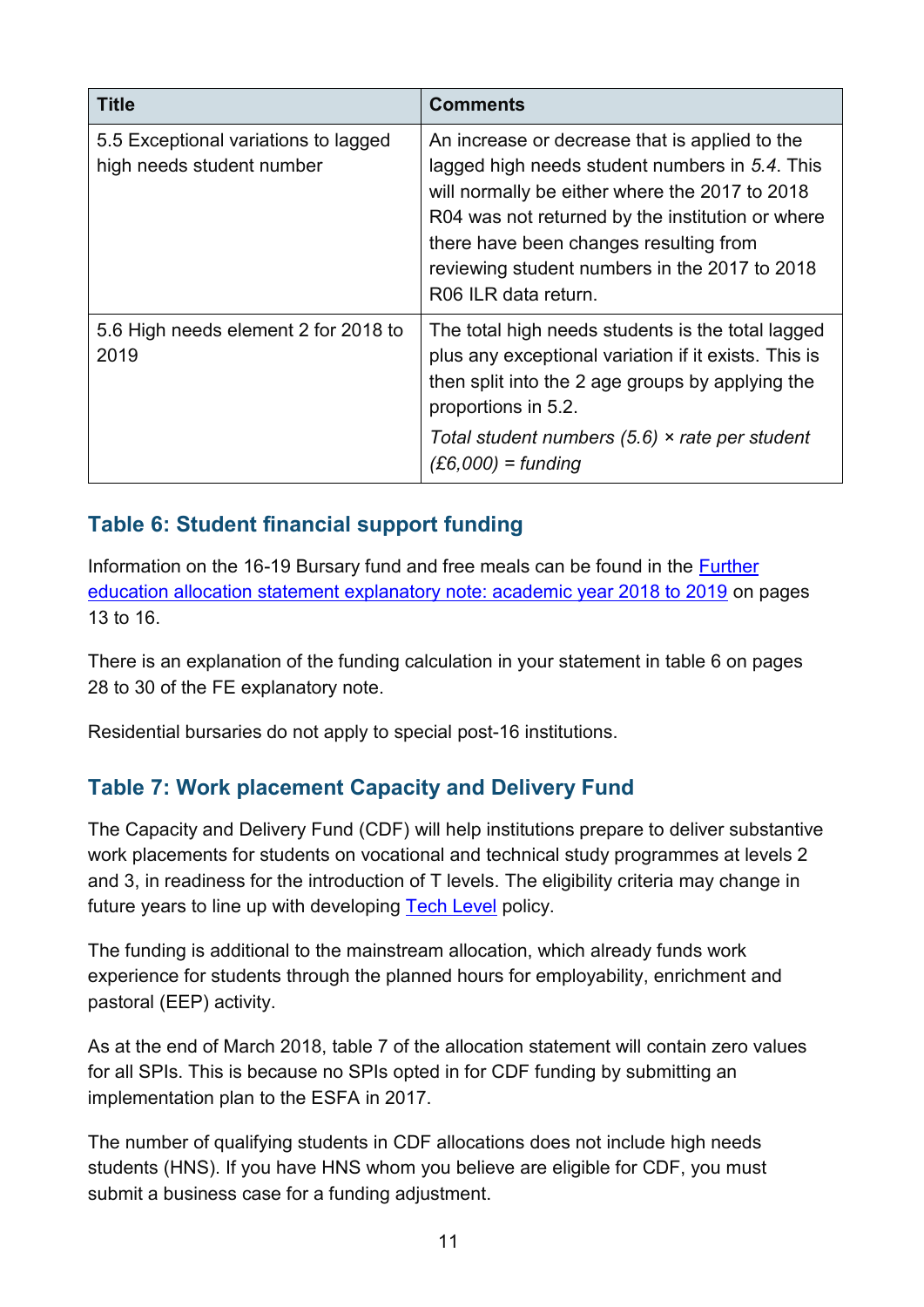| Title | Comments |
| --- | --- |
| 5.5 Exceptional variations to lagged high needs student number | An increase or decrease that is applied to the lagged high needs student numbers in *5.4*. This will normally be either where the 2017 to 2018 R04 was not returned by the institution or where there have been changes resulting from reviewing student numbers in the 2017 to 2018 R06 ILR data return. |
| 5.6 High needs element 2 for 2018 to 2019 | The total high needs students is the total lagged plus any exceptional variation if it exists. This is then split into the 2 age groups by applying the proportions in 5.2. *Total student numbers (5.6) × rate per student (£6,000) = funding* |

## Table 6: Student financial support funding

Information on the 16-19 Bursary fund and free meals can be found in the Further education allocation statement explanatory note: academic year 2018 to 2019 on pages 13 to 16.

There is an explanation of the funding calculation in your statement in table 6 on pages 28 to 30 of the FE explanatory note.

Residential bursaries do not apply to special post-16 institutions.

## Table 7: Work placement Capacity and Delivery Fund

The Capacity and Delivery Fund (CDF) will help institutions prepare to deliver substantive work placements for students on vocational and technical study programmes at levels 2 and 3, in readiness for the introduction of T levels. The eligibility criteria may change in future years to line up with developing Tech Level policy.

The funding is additional to the mainstream allocation, which already funds work experience for students through the planned hours for employability, enrichment and pastoral (EEP) activity.

As at the end of March 2018, table 7 of the allocation statement will contain zero values for all SPIs. This is because no SPIs opted in for CDF funding by submitting an implementation plan to the ESFA in 2017.

The number of qualifying students in CDF allocations does not include high needs students (HNS). If you have HNS whom you believe are eligible for CDF, you must submit a business case for a funding adjustment.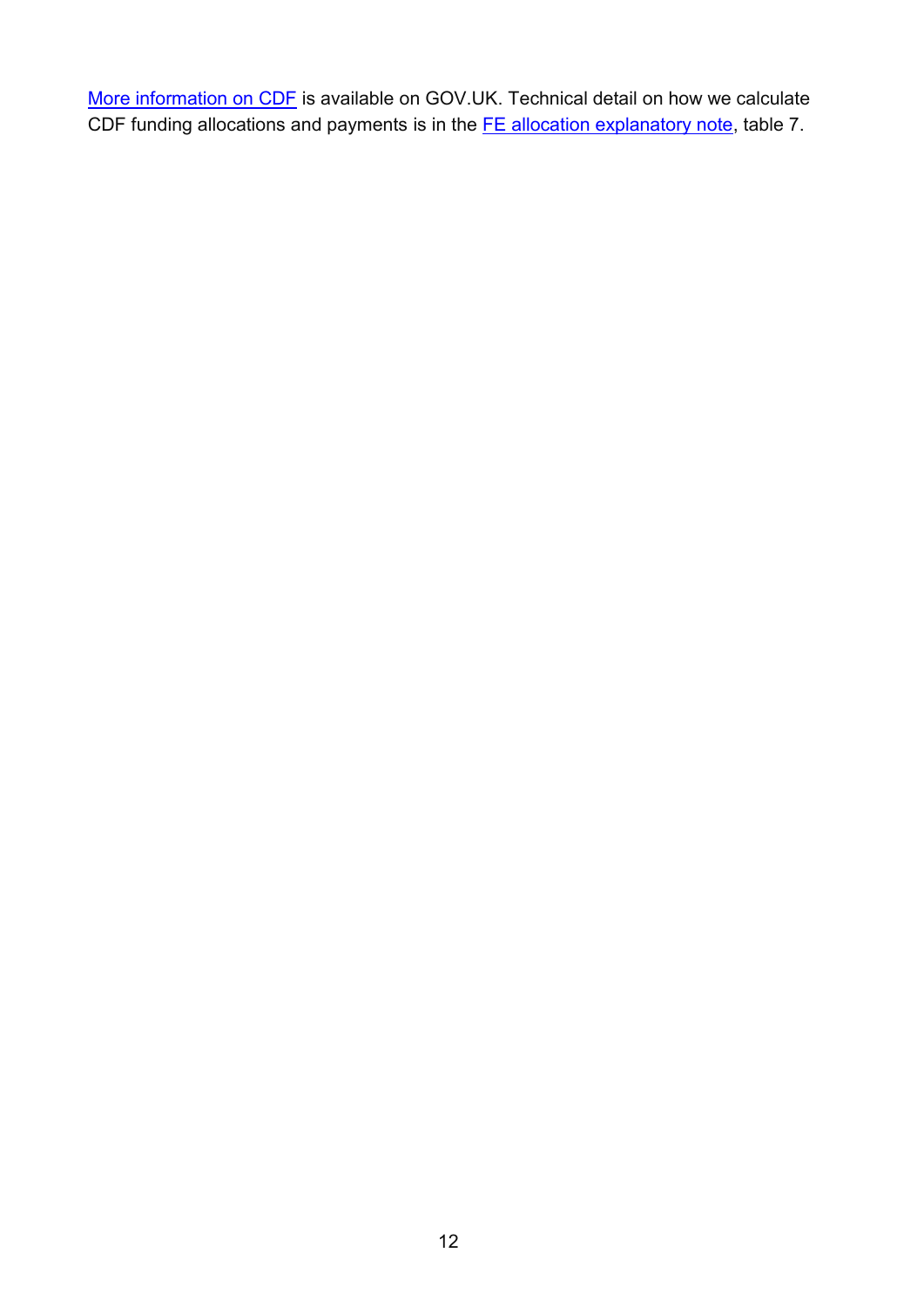More information on CDF is available on GOV.UK. Technical detail on how we calculate CDF funding allocations and payments is in the FE allocation explanatory note, table 7.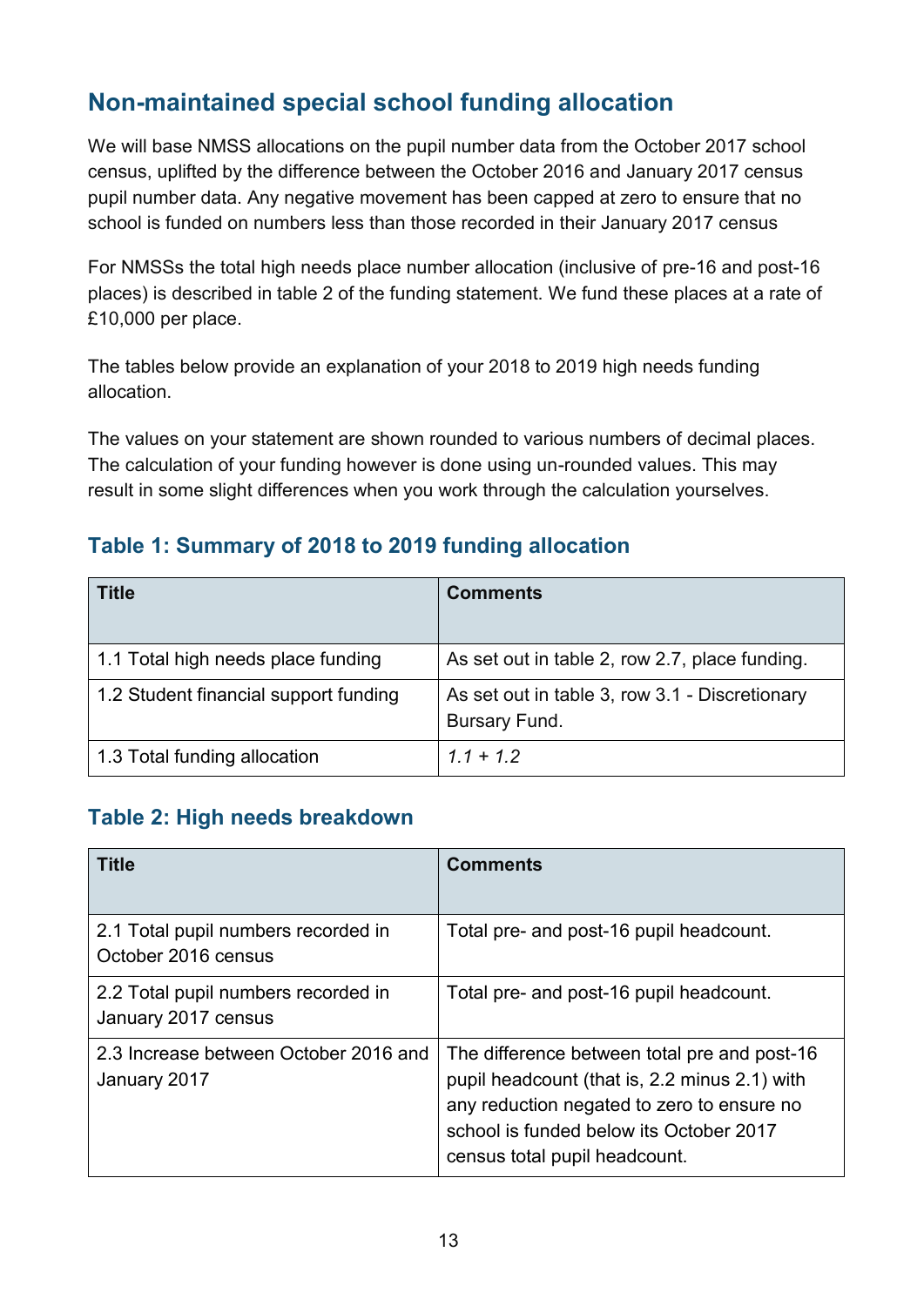## Non-maintained special school funding allocation

We will base NMSS allocations on the pupil number data from the October 2017 school census, uplifted by the difference between the October 2016 and January 2017 census pupil number data. Any negative movement has been capped at zero to ensure that no school is funded on numbers less than those recorded in their January 2017 census

For NMSSs the total high needs place number allocation (inclusive of pre-16 and post-16 places) is described in table 2 of the funding statement. We fund these places at a rate of £10,000 per place.

The tables below provide an explanation of your 2018 to 2019 high needs funding allocation.

The values on your statement are shown rounded to various numbers of decimal places. The calculation of your funding however is done using un-rounded values. This may result in some slight differences when you work through the calculation yourselves.

### Table 1: Summary of 2018 to 2019 funding allocation

| Title | Comments |
|---|---|
| 1.1 Total high needs place funding | As set out in table 2, row 2.7, place funding. |
| 1.2 Student financial support funding | As set out in table 3, row 3.1 - Discretionary Bursary Fund. |
| 1.3 Total funding allocation | *1.1 + 1.2* |

### Table 2: High needs breakdown

| Title | Comments |
|---|---|
| 2.1 Total pupil numbers recorded in October 2016 census | Total pre- and post-16 pupil headcount. |
| 2.2 Total pupil numbers recorded in January 2017 census | Total pre- and post-16 pupil headcount. |
| 2.3 Increase between October 2016 and January 2017 | The difference between total pre and post-16 pupil headcount (that is, 2.2 minus 2.1) with any reduction negated to zero to ensure no school is funded below its October 2017 census total pupil headcount. |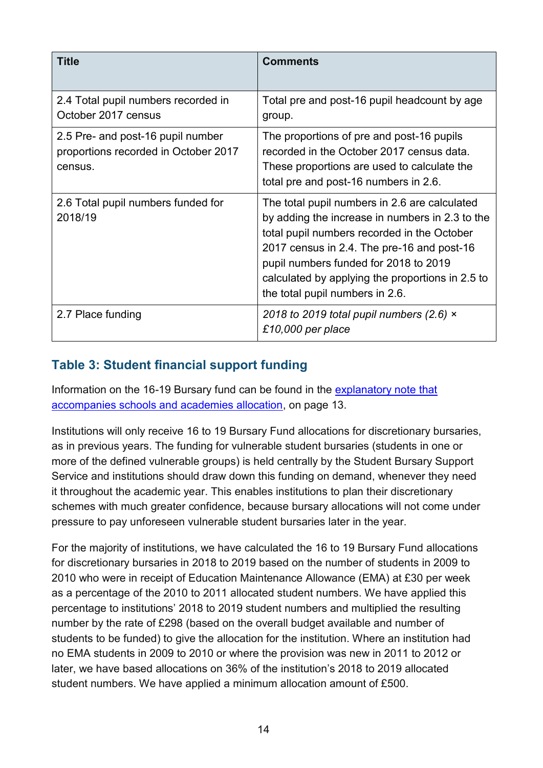| Title | Comments |
| --- | --- |
| 2.4 Total pupil numbers recorded in October 2017 census | Total pre and post-16 pupil headcount by age group. |
| 2.5 Pre- and post-16 pupil number proportions recorded in October 2017 census. | The proportions of pre and post-16 pupils recorded in the October 2017 census data. These proportions are used to calculate the total pre and post-16 numbers in 2.6. |
| 2.6 Total pupil numbers funded for 2018/19 | The total pupil numbers in 2.6 are calculated by adding the increase in numbers in 2.3 to the total pupil numbers recorded in the October 2017 census in 2.4. The pre-16 and post-16 pupil numbers funded for 2018 to 2019 calculated by applying the proportions in 2.5 to the total pupil numbers in 2.6. |
| 2.7 Place funding | *2018 to 2019 total pupil numbers (2.6) × £10,000 per place* |

### Table 3: Student financial support funding

Information on the 16-19 Bursary fund can be found in the [explanatory note that accompanies schools and academies allocation](), on page 13.

Institutions will only receive 16 to 19 Bursary Fund allocations for discretionary bursaries, as in previous years. The funding for vulnerable student bursaries (students in one or more of the defined vulnerable groups) is held centrally by the Student Bursary Support Service and institutions should draw down this funding on demand, whenever they need it throughout the academic year. This enables institutions to plan their discretionary schemes with much greater confidence, because bursary allocations will not come under pressure to pay unforeseen vulnerable student bursaries later in the year.

For the majority of institutions, we have calculated the 16 to 19 Bursary Fund allocations for discretionary bursaries in 2018 to 2019 based on the number of students in 2009 to 2010 who were in receipt of Education Maintenance Allowance (EMA) at £30 per week as a percentage of the 2010 to 2011 allocated student numbers. We have applied this percentage to institutions' 2018 to 2019 student numbers and multiplied the resulting number by the rate of £298 (based on the overall budget available and number of students to be funded) to give the allocation for the institution. Where an institution had no EMA students in 2009 to 2010 or where the provision was new in 2011 to 2012 or later, we have based allocations on 36% of the institution's 2018 to 2019 allocated student numbers. We have applied a minimum allocation amount of £500.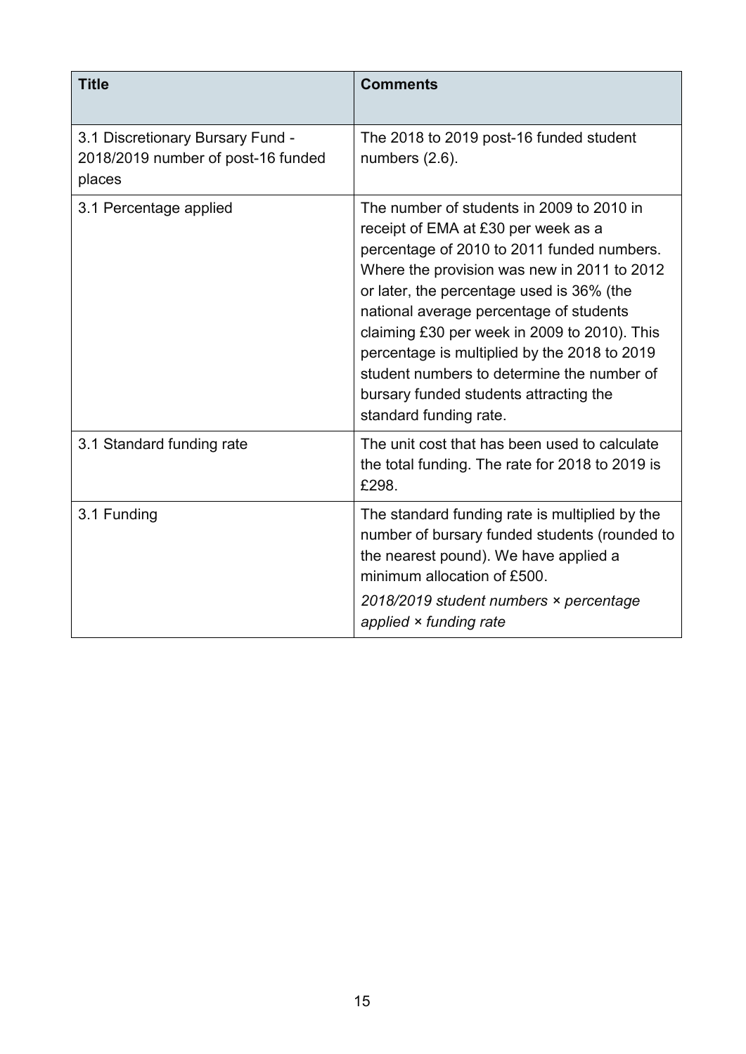| Title | Comments |
| --- | --- |
| 3.1 Discretionary Bursary Fund - 2018/2019 number of post-16 funded places | The 2018 to 2019 post-16 funded student numbers (2.6). |
| 3.1 Percentage applied | The number of students in 2009 to 2010 in receipt of EMA at £30 per week as a percentage of 2010 to 2011 funded numbers. Where the provision was new in 2011 to 2012 or later, the percentage used is 36% (the national average percentage of students claiming £30 per week in 2009 to 2010). This percentage is multiplied by the 2018 to 2019 student numbers to determine the number of bursary funded students attracting the standard funding rate. |
| 3.1 Standard funding rate | The unit cost that has been used to calculate the total funding. The rate for 2018 to 2019 is £298. |
| 3.1 Funding | The standard funding rate is multiplied by the number of bursary funded students (rounded to the nearest pound). We have applied a minimum allocation of £500.<br>*2018/2019 student numbers × percentage applied × funding rate* |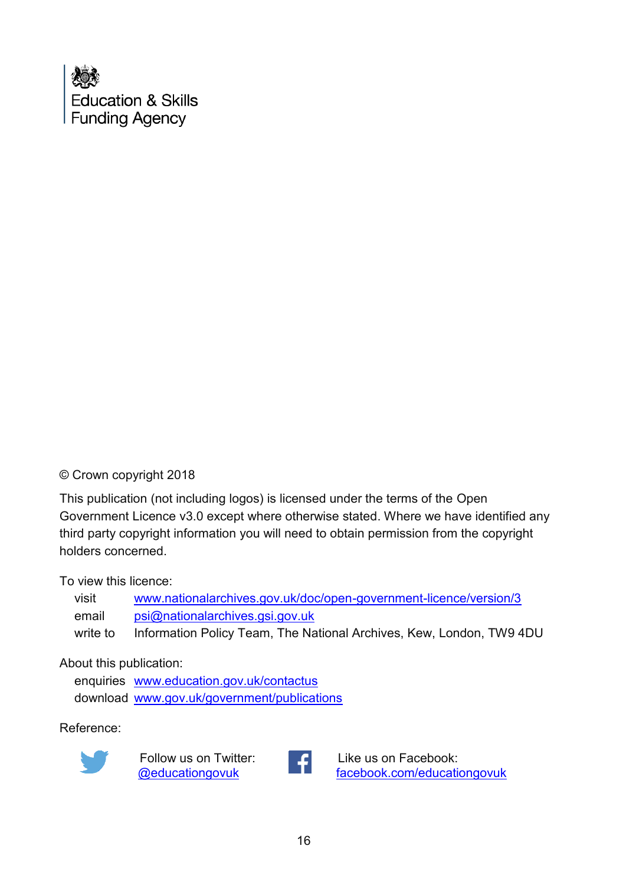Education & Skills
Funding Agency

© Crown copyright 2018

This publication (not including logos) is licensed under the terms of the Open Government Licence v3.0 except where otherwise stated. Where we have identified any third party copyright information you will need to obtain permission from the copyright holders concerned.

To view this licence:

| | |
|---|---|
| visit | www.nationalarchives.gov.uk/doc/open-government-licence/version/3 |
| email | psi@nationalarchives.gsi.gov.uk |
| write to | Information Policy Team, The National Archives, Kew, London, TW9 4DU |

About this publication:

| | |
|---|---|
| enquiries | www.education.gov.uk/contactus |
| download | www.gov.uk/government/publications |

Reference:

Follow us on Twitter:
@educationgovuk

Like us on Facebook:
facebook.com/educationgovuk